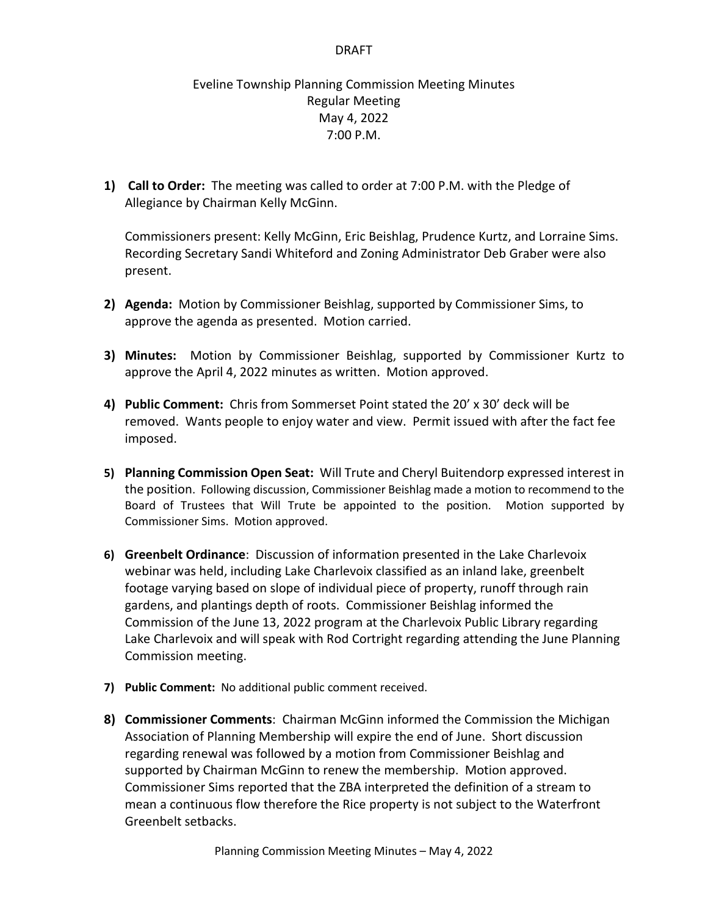DRAFT

# Eveline Township Planning Commission Meeting Minutes

Regular Meeting
May 4, 2022
7:00 P.M.

1) **Call to Order:** The meeting was called to order at 7:00 P.M. with the Pledge of Allegiance by Chairman Kelly McGinn.

   Commissioners present: Kelly McGinn, Eric Beishlag, Prudence Kurtz, and Lorraine Sims. Recording Secretary Sandi Whiteford and Zoning Administrator Deb Graber were also present.

2) **Agenda:** Motion by Commissioner Beishlag, supported by Commissioner Sims, to approve the agenda as presented. Motion carried.

3) **Minutes:** Motion by Commissioner Beishlag, supported by Commissioner Kurtz to approve the April 4, 2022 minutes as written. Motion approved.

4) **Public Comment:** Chris from Sommerset Point stated the 20' x 30' deck will be removed. Wants people to enjoy water and view. Permit issued with after the fact fee imposed.

5) **Planning Commission Open Seat:** Will Trute and Cheryl Buitendorp expressed interest in the position. Following discussion, Commissioner Beishlag made a motion to recommend to the Board of Trustees that Will Trute be appointed to the position. Motion supported by Commissioner Sims. Motion approved.

6) **Greenbelt Ordinance**: Discussion of information presented in the Lake Charlevoix webinar was held, including Lake Charlevoix classified as an inland lake, greenbelt footage varying based on slope of individual piece of property, runoff through rain gardens, and plantings depth of roots. Commissioner Beishlag informed the Commission of the June 13, 2022 program at the Charlevoix Public Library regarding Lake Charlevoix and will speak with Rod Cortright regarding attending the June Planning Commission meeting.

7) **Public Comment:** No additional public comment received.

8) **Commissioner Comments**: Chairman McGinn informed the Commission the Michigan Association of Planning Membership will expire the end of June. Short discussion regarding renewal was followed by a motion from Commissioner Beishlag and supported by Chairman McGinn to renew the membership. Motion approved. Commissioner Sims reported that the ZBA interpreted the definition of a stream to mean a continuous flow therefore the Rice property is not subject to the Waterfront Greenbelt setbacks.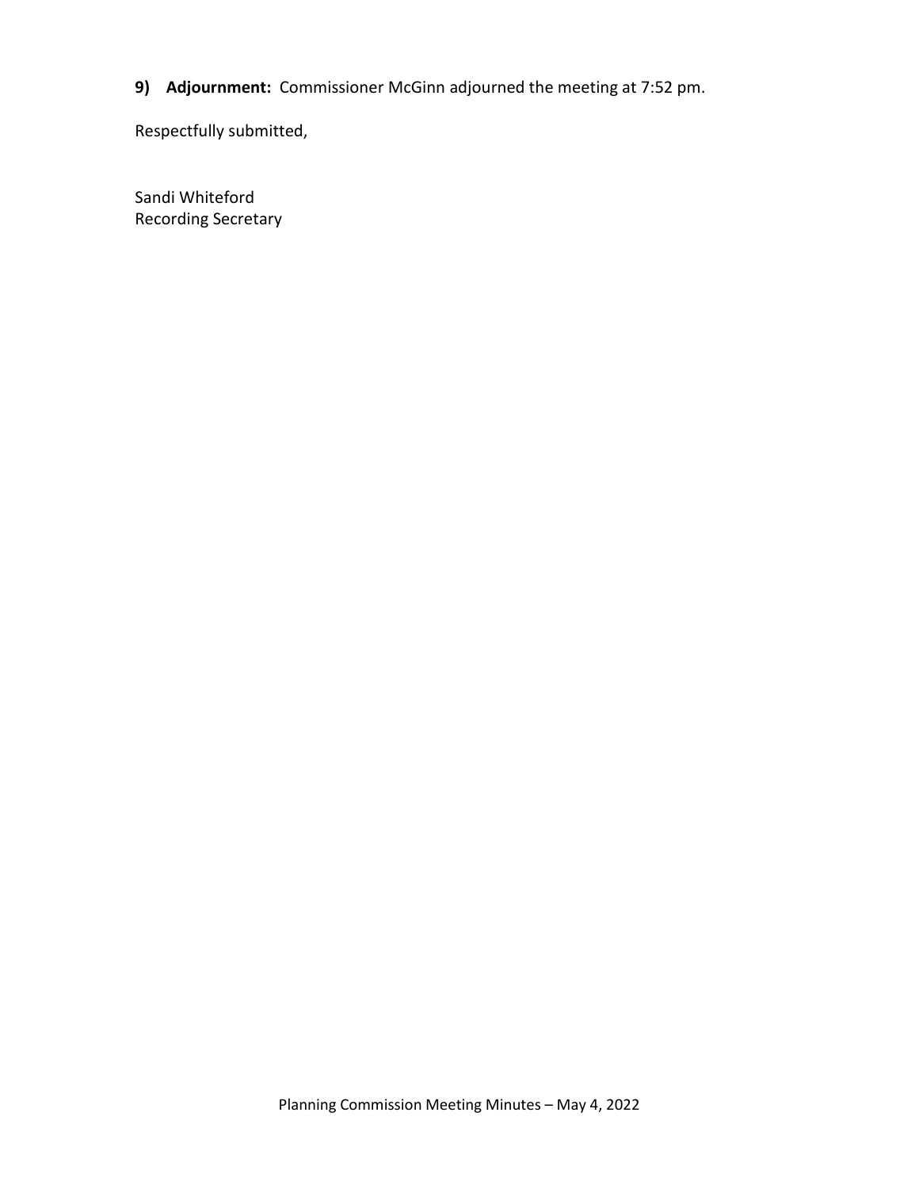**9) Adjournment:** Commissioner McGinn adjourned the meeting at 7:52 pm.

Respectfully submitted,

Sandi Whiteford
Recording Secretary